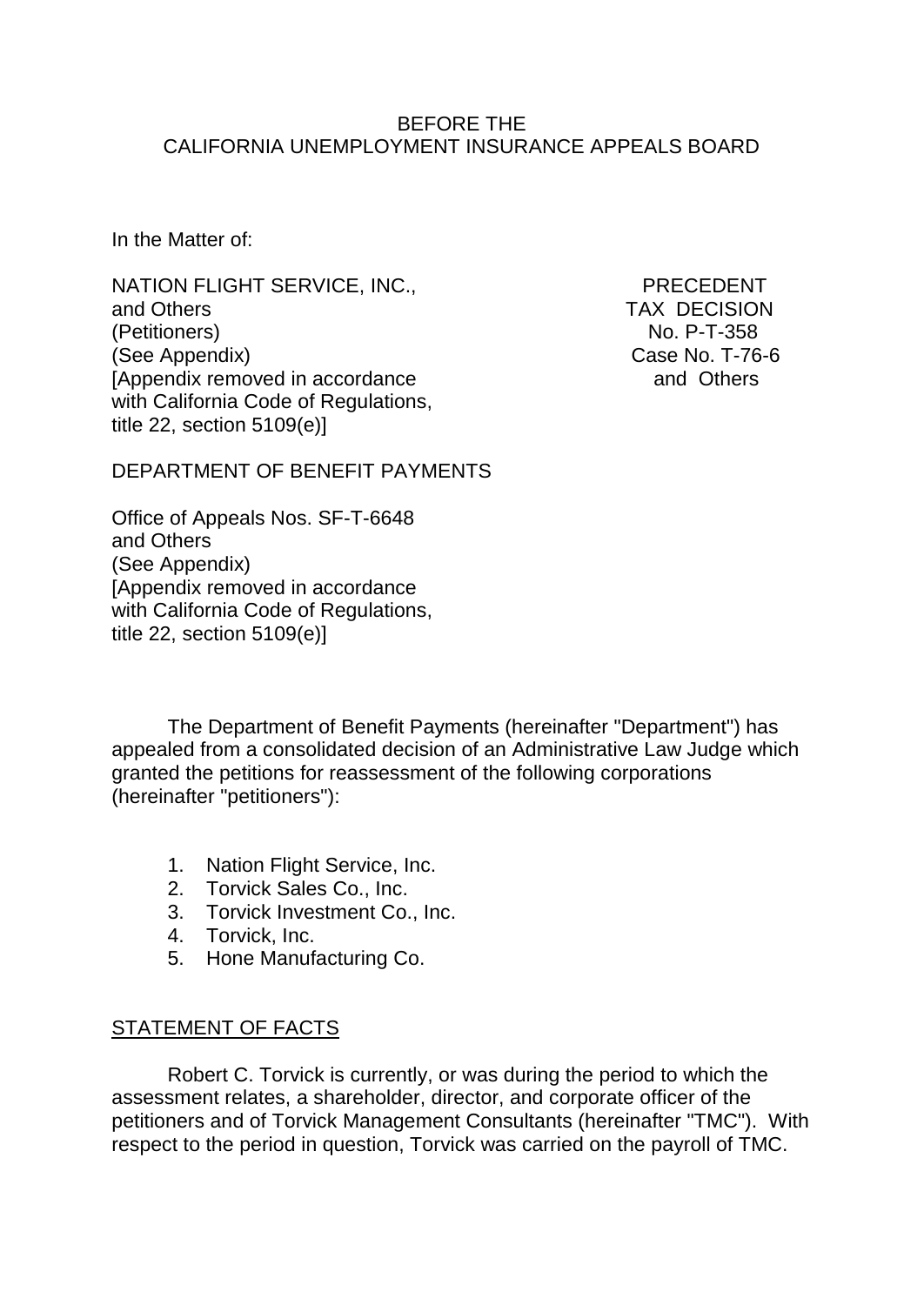BEFORE THE
CALIFORNIA UNEMPLOYMENT INSURANCE APPEALS BOARD

In the Matter of:

| | |
|---|---|
| NATION FLIGHT SERVICE, INC., and Others (Petitioners) (See Appendix) [Appendix removed in accordance with California Code of Regulations, title 22, section 5109(e)] | PRECEDENT TAX DECISION No. P-T-358 Case No. T-76-6 and Others |

DEPARTMENT OF BENEFIT PAYMENTS

Office of Appeals Nos. SF-T-6648
and Others
(See Appendix)
[Appendix removed in accordance with California Code of Regulations, title 22, section 5109(e)]

The Department of Benefit Payments (hereinafter "Department") has appealed from a consolidated decision of an Administrative Law Judge which granted the petitions for reassessment of the following corporations (hereinafter "petitioners"):

1. Nation Flight Service, Inc.
2. Torvick Sales Co., Inc.
3. Torvick Investment Co., Inc.
4. Torvick, Inc.
5. Hone Manufacturing Co.

STATEMENT OF FACTS

Robert C. Torvick is currently, or was during the period to which the assessment relates, a shareholder, director, and corporate officer of the petitioners and of Torvick Management Consultants (hereinafter "TMC"). With respect to the period in question, Torvick was carried on the payroll of TMC.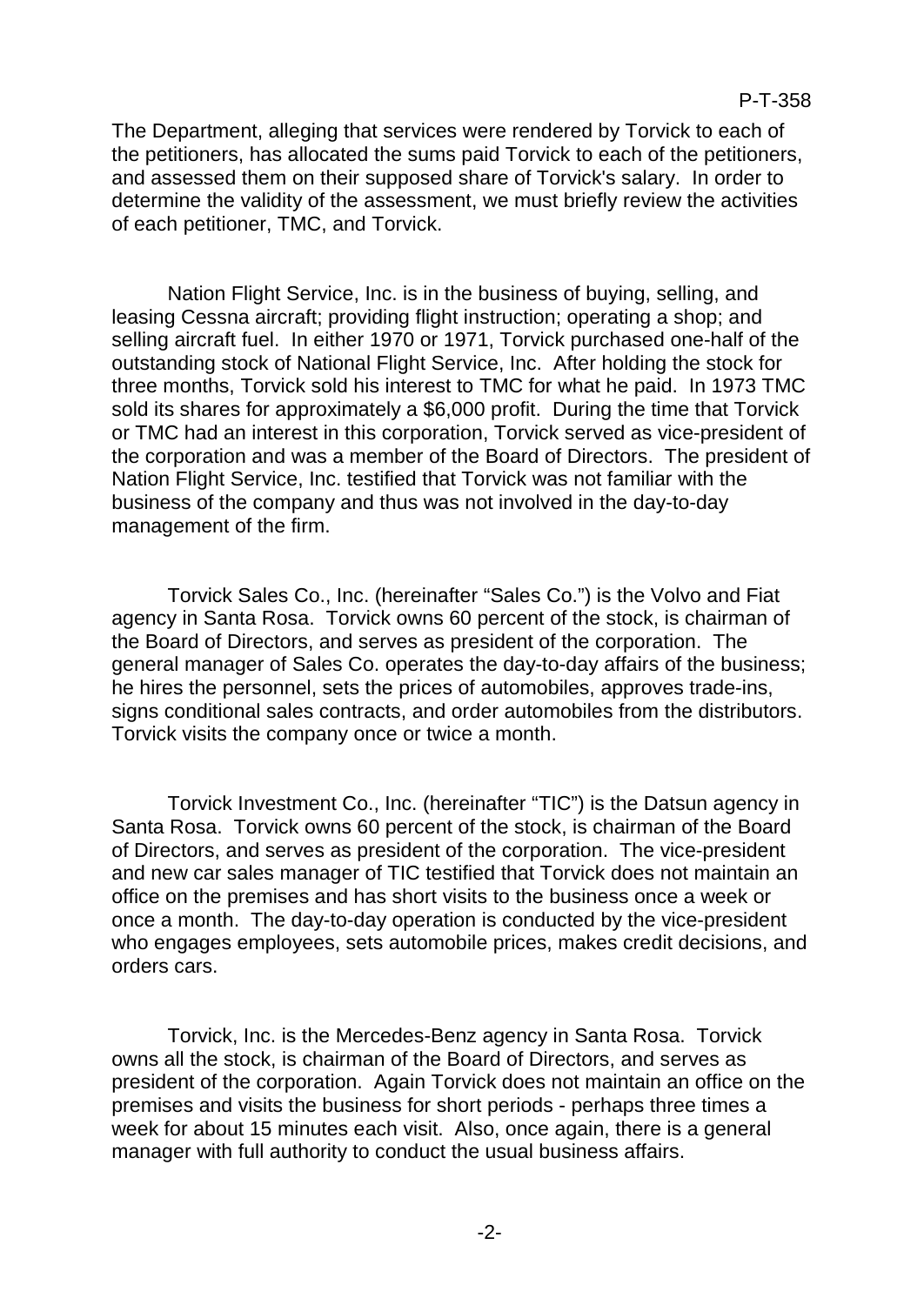The Department, alleging that services were rendered by Torvick to each of the petitioners, has allocated the sums paid Torvick to each of the petitioners, and assessed them on their supposed share of Torvick's salary. In order to determine the validity of the assessment, we must briefly review the activities of each petitioner, TMC, and Torvick.

Nation Flight Service, Inc. is in the business of buying, selling, and leasing Cessna aircraft; providing flight instruction; operating a shop; and selling aircraft fuel. In either 1970 or 1971, Torvick purchased one-half of the outstanding stock of National Flight Service, Inc. After holding the stock for three months, Torvick sold his interest to TMC for what he paid. In 1973 TMC sold its shares for approximately a $6,000 profit. During the time that Torvick or TMC had an interest in this corporation, Torvick served as vice-president of the corporation and was a member of the Board of Directors. The president of Nation Flight Service, Inc. testified that Torvick was not familiar with the business of the company and thus was not involved in the day-to-day management of the firm.

Torvick Sales Co., Inc. (hereinafter "Sales Co.") is the Volvo and Fiat agency in Santa Rosa. Torvick owns 60 percent of the stock, is chairman of the Board of Directors, and serves as president of the corporation. The general manager of Sales Co. operates the day-to-day affairs of the business; he hires the personnel, sets the prices of automobiles, approves trade-ins, signs conditional sales contracts, and order automobiles from the distributors. Torvick visits the company once or twice a month.

Torvick Investment Co., Inc. (hereinafter "TIC") is the Datsun agency in Santa Rosa. Torvick owns 60 percent of the stock, is chairman of the Board of Directors, and serves as president of the corporation. The vice-president and new car sales manager of TIC testified that Torvick does not maintain an office on the premises and has short visits to the business once a week or once a month. The day-to-day operation is conducted by the vice-president who engages employees, sets automobile prices, makes credit decisions, and orders cars.

Torvick, Inc. is the Mercedes-Benz agency in Santa Rosa. Torvick owns all the stock, is chairman of the Board of Directors, and serves as president of the corporation. Again Torvick does not maintain an office on the premises and visits the business for short periods - perhaps three times a week for about 15 minutes each visit. Also, once again, there is a general manager with full authority to conduct the usual business affairs.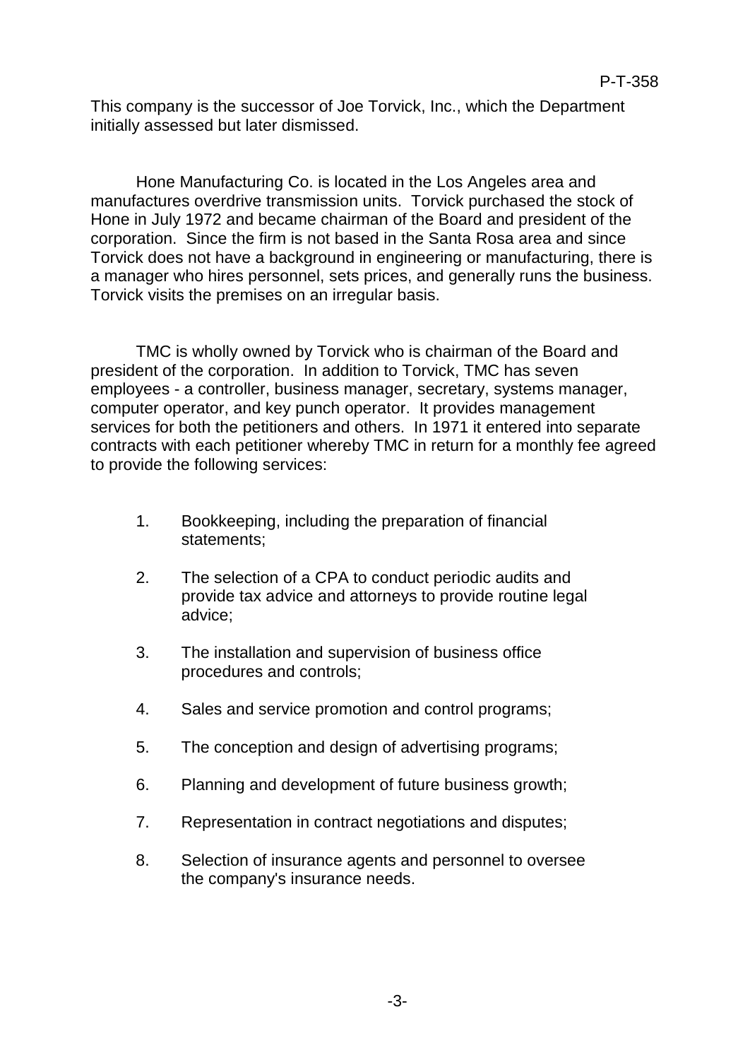This company is the successor of Joe Torvick, Inc., which the Department initially assessed but later dismissed.

Hone Manufacturing Co. is located in the Los Angeles area and manufactures overdrive transmission units. Torvick purchased the stock of Hone in July 1972 and became chairman of the Board and president of the corporation. Since the firm is not based in the Santa Rosa area and since Torvick does not have a background in engineering or manufacturing, there is a manager who hires personnel, sets prices, and generally runs the business. Torvick visits the premises on an irregular basis.

TMC is wholly owned by Torvick who is chairman of the Board and president of the corporation. In addition to Torvick, TMC has seven employees - a controller, business manager, secretary, systems manager, computer operator, and key punch operator. It provides management services for both the petitioners and others. In 1971 it entered into separate contracts with each petitioner whereby TMC in return for a monthly fee agreed to provide the following services:

1. Bookkeeping, including the preparation of financial statements;
2. The selection of a CPA to conduct periodic audits and provide tax advice and attorneys to provide routine legal advice;
3. The installation and supervision of business office procedures and controls;
4. Sales and service promotion and control programs;
5. The conception and design of advertising programs;
6. Planning and development of future business growth;
7. Representation in contract negotiations and disputes;
8. Selection of insurance agents and personnel to oversee the company's insurance needs.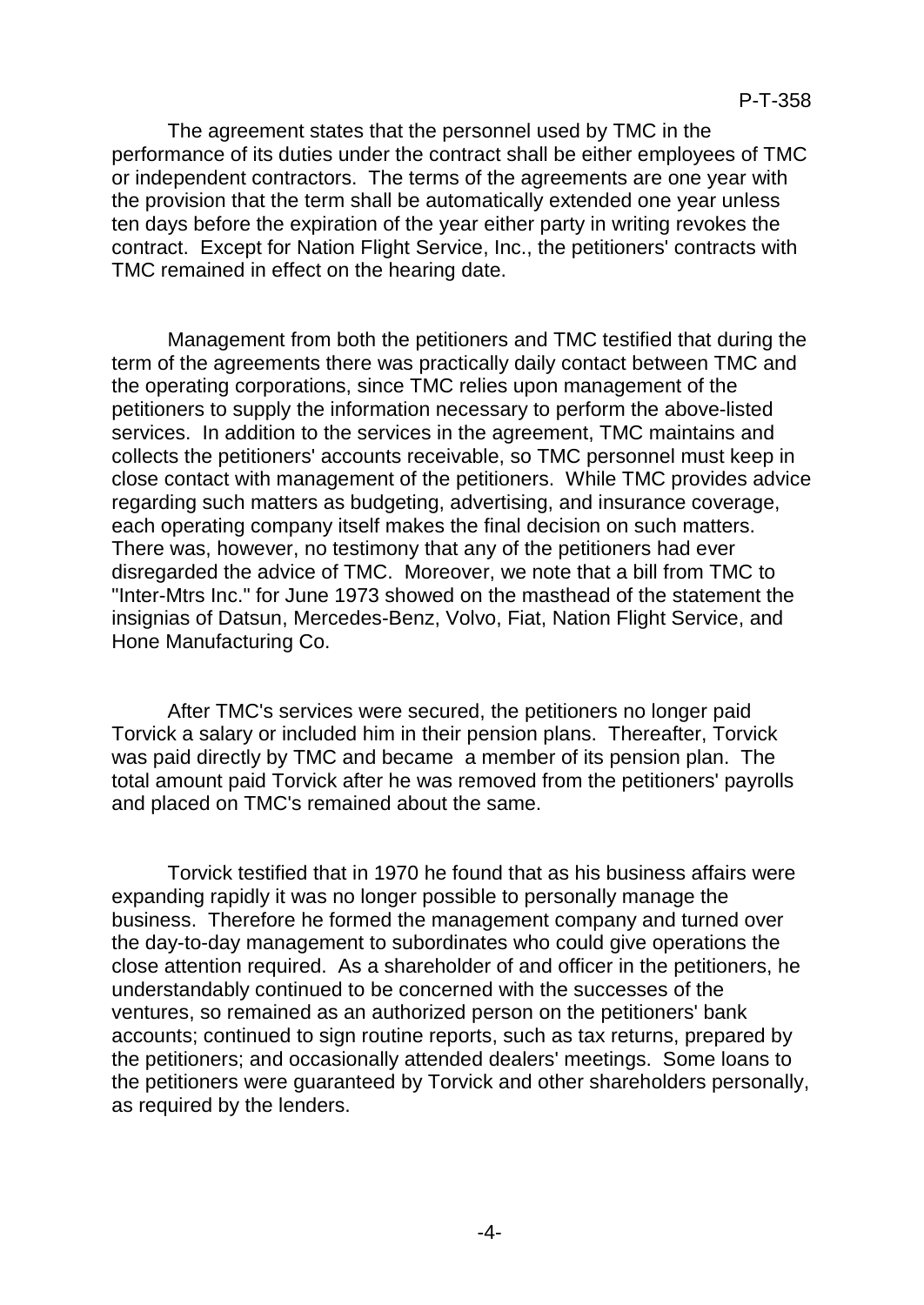The agreement states that the personnel used by TMC in the performance of its duties under the contract shall be either employees of TMC or independent contractors. The terms of the agreements are one year with the provision that the term shall be automatically extended one year unless ten days before the expiration of the year either party in writing revokes the contract. Except for Nation Flight Service, Inc., the petitioners' contracts with TMC remained in effect on the hearing date.

Management from both the petitioners and TMC testified that during the term of the agreements there was practically daily contact between TMC and the operating corporations, since TMC relies upon management of the petitioners to supply the information necessary to perform the above-listed services. In addition to the services in the agreement, TMC maintains and collects the petitioners' accounts receivable, so TMC personnel must keep in close contact with management of the petitioners. While TMC provides advice regarding such matters as budgeting, advertising, and insurance coverage, each operating company itself makes the final decision on such matters. There was, however, no testimony that any of the petitioners had ever disregarded the advice of TMC. Moreover, we note that a bill from TMC to "Inter-Mtrs Inc." for June 1973 showed on the masthead of the statement the insignias of Datsun, Mercedes-Benz, Volvo, Fiat, Nation Flight Service, and Hone Manufacturing Co.

After TMC's services were secured, the petitioners no longer paid Torvick a salary or included him in their pension plans. Thereafter, Torvick was paid directly by TMC and became a member of its pension plan. The total amount paid Torvick after he was removed from the petitioners' payrolls and placed on TMC's remained about the same.

Torvick testified that in 1970 he found that as his business affairs were expanding rapidly it was no longer possible to personally manage the business. Therefore he formed the management company and turned over the day-to-day management to subordinates who could give operations the close attention required. As a shareholder of and officer in the petitioners, he understandably continued to be concerned with the successes of the ventures, so remained as an authorized person on the petitioners' bank accounts; continued to sign routine reports, such as tax returns, prepared by the petitioners; and occasionally attended dealers' meetings. Some loans to the petitioners were guaranteed by Torvick and other shareholders personally, as required by the lenders.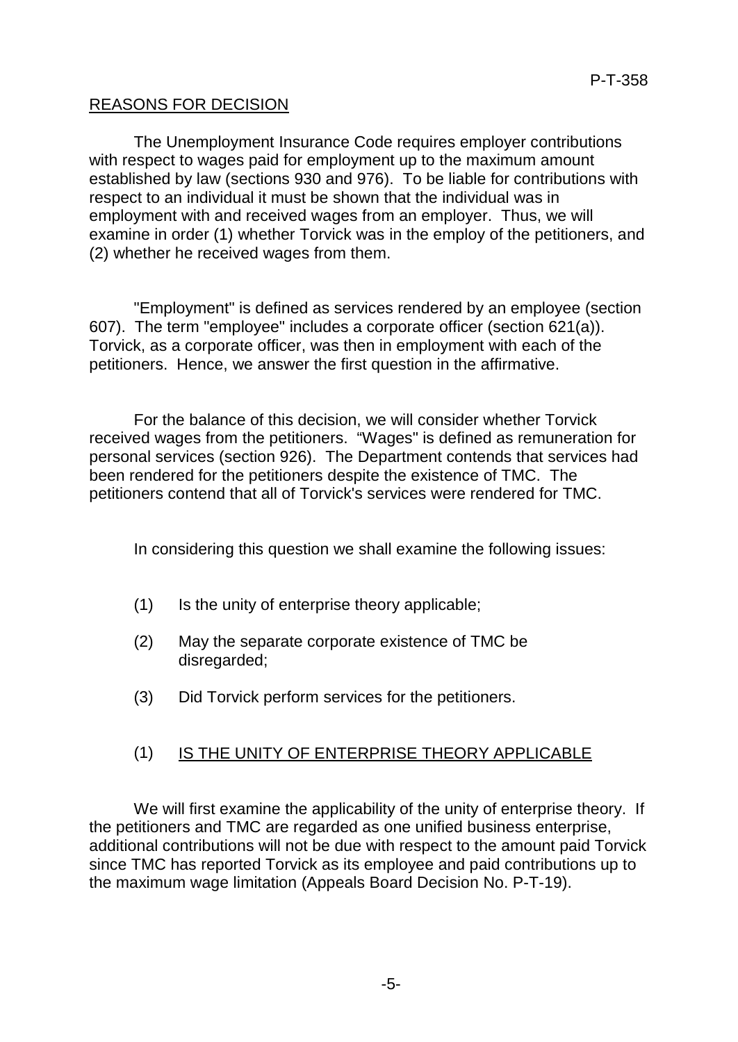## REASONS FOR DECISION

The Unemployment Insurance Code requires employer contributions with respect to wages paid for employment up to the maximum amount established by law (sections 930 and 976). To be liable for contributions with respect to an individual it must be shown that the individual was in employment with and received wages from an employer. Thus, we will examine in order (1) whether Torvick was in the employ of the petitioners, and (2) whether he received wages from them.

"Employment" is defined as services rendered by an employee (section 607). The term "employee" includes a corporate officer (section 621(a)). Torvick, as a corporate officer, was then in employment with each of the petitioners. Hence, we answer the first question in the affirmative.

For the balance of this decision, we will consider whether Torvick received wages from the petitioners. "Wages" is defined as remuneration for personal services (section 926). The Department contends that services had been rendered for the petitioners despite the existence of TMC. The petitioners contend that all of Torvick's services were rendered for TMC.

In considering this question we shall examine the following issues:

(1) Is the unity of enterprise theory applicable;

(2) May the separate corporate existence of TMC be disregarded;

(3) Did Torvick perform services for the petitioners.

### (1) IS THE UNITY OF ENTERPRISE THEORY APPLICABLE

We will first examine the applicability of the unity of enterprise theory. If the petitioners and TMC are regarded as one unified business enterprise, additional contributions will not be due with respect to the amount paid Torvick since TMC has reported Torvick as its employee and paid contributions up to the maximum wage limitation (Appeals Board Decision No. P-T-19).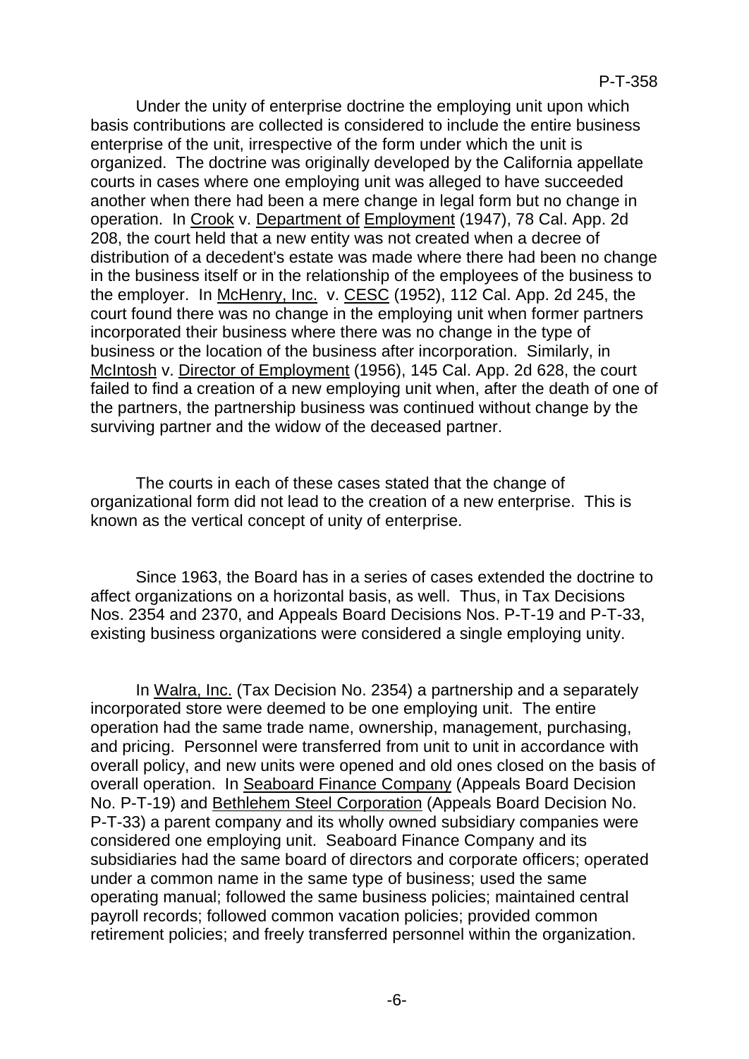Under the unity of enterprise doctrine the employing unit upon which basis contributions are collected is considered to include the entire business enterprise of the unit, irrespective of the form under which the unit is organized. The doctrine was originally developed by the California appellate courts in cases where one employing unit was alleged to have succeeded another when there had been a mere change in legal form but no change in operation. In Crook v. Department of Employment (1947), 78 Cal. App. 2d 208, the court held that a new entity was not created when a decree of distribution of a decedent's estate was made where there had been no change in the business itself or in the relationship of the employees of the business to the employer. In McHenry, Inc. v. CESC (1952), 112 Cal. App. 2d 245, the court found there was no change in the employing unit when former partners incorporated their business where there was no change in the type of business or the location of the business after incorporation. Similarly, in McIntosh v. Director of Employment (1956), 145 Cal. App. 2d 628, the court failed to find a creation of a new employing unit when, after the death of one of the partners, the partnership business was continued without change by the surviving partner and the widow of the deceased partner.

The courts in each of these cases stated that the change of organizational form did not lead to the creation of a new enterprise. This is known as the vertical concept of unity of enterprise.

Since 1963, the Board has in a series of cases extended the doctrine to affect organizations on a horizontal basis, as well. Thus, in Tax Decisions Nos. 2354 and 2370, and Appeals Board Decisions Nos. P-T-19 and P-T-33, existing business organizations were considered a single employing unity.

In Walra, Inc. (Tax Decision No. 2354) a partnership and a separately incorporated store were deemed to be one employing unit. The entire operation had the same trade name, ownership, management, purchasing, and pricing. Personnel were transferred from unit to unit in accordance with overall policy, and new units were opened and old ones closed on the basis of overall operation. In Seaboard Finance Company (Appeals Board Decision No. P-T-19) and Bethlehem Steel Corporation (Appeals Board Decision No. P-T-33) a parent company and its wholly owned subsidiary companies were considered one employing unit. Seaboard Finance Company and its subsidiaries had the same board of directors and corporate officers; operated under a common name in the same type of business; used the same operating manual; followed the same business policies; maintained central payroll records; followed common vacation policies; provided common retirement policies; and freely transferred personnel within the organization.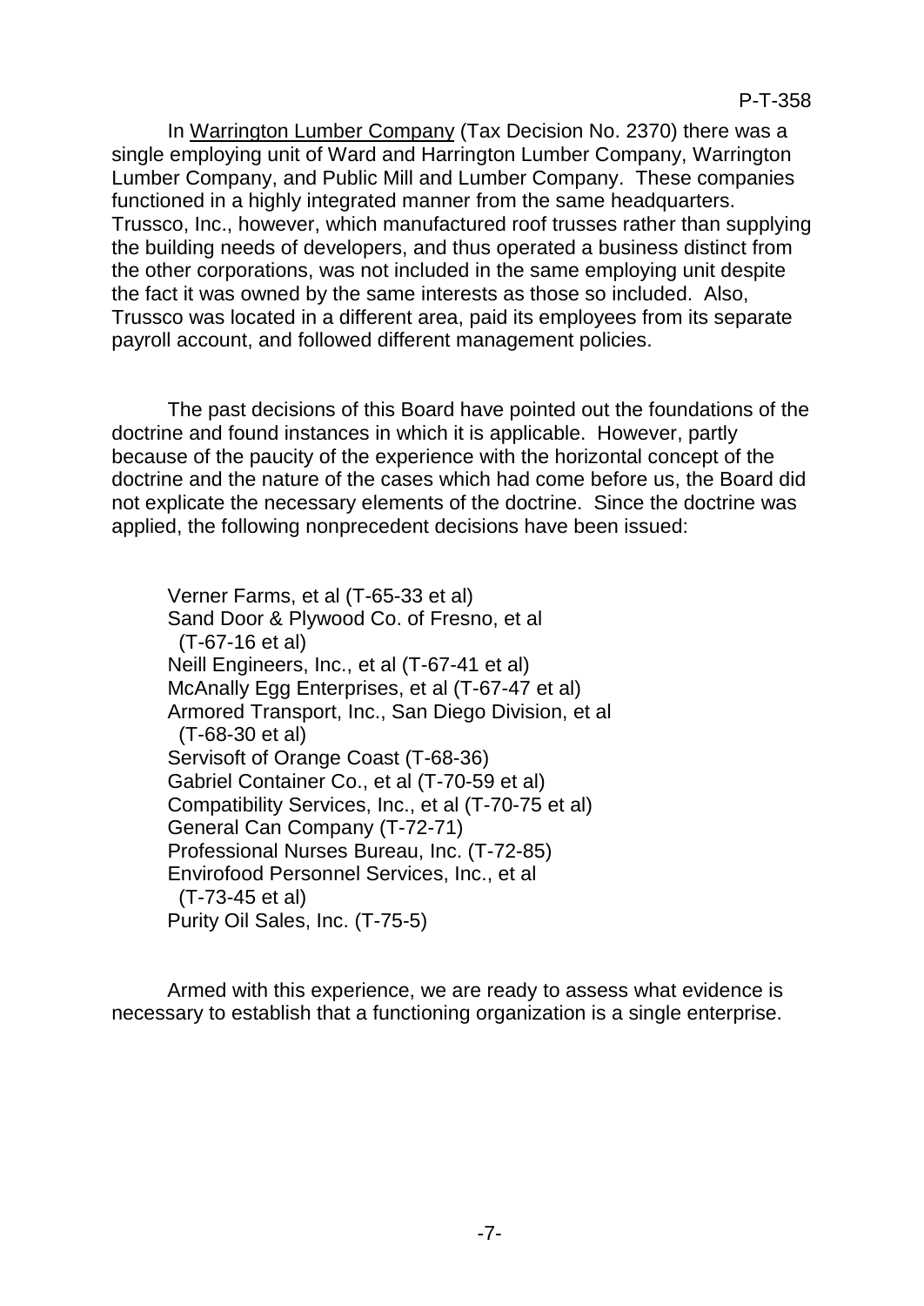In Warrington Lumber Company (Tax Decision No. 2370) there was a single employing unit of Ward and Harrington Lumber Company, Warrington Lumber Company, and Public Mill and Lumber Company. These companies functioned in a highly integrated manner from the same headquarters. Trussco, Inc., however, which manufactured roof trusses rather than supplying the building needs of developers, and thus operated a business distinct from the other corporations, was not included in the same employing unit despite the fact it was owned by the same interests as those so included. Also, Trussco was located in a different area, paid its employees from its separate payroll account, and followed different management policies.

The past decisions of this Board have pointed out the foundations of the doctrine and found instances in which it is applicable. However, partly because of the paucity of the experience with the horizontal concept of the doctrine and the nature of the cases which had come before us, the Board did not explicate the necessary elements of the doctrine. Since the doctrine was applied, the following nonprecedent decisions have been issued:

Verner Farms, et al (T-65-33 et al)
Sand Door & Plywood Co. of Fresno, et al (T-67-16 et al)
Neill Engineers, Inc., et al (T-67-41 et al)
McAnally Egg Enterprises, et al (T-67-47 et al)
Armored Transport, Inc., San Diego Division, et al (T-68-30 et al)
Servisoft of Orange Coast (T-68-36)
Gabriel Container Co., et al (T-70-59 et al)
Compatibility Services, Inc., et al (T-70-75 et al)
General Can Company (T-72-71)
Professional Nurses Bureau, Inc. (T-72-85)
Envirofood Personnel Services, Inc., et al (T-73-45 et al)
Purity Oil Sales, Inc. (T-75-5)

Armed with this experience, we are ready to assess what evidence is necessary to establish that a functioning organization is a single enterprise.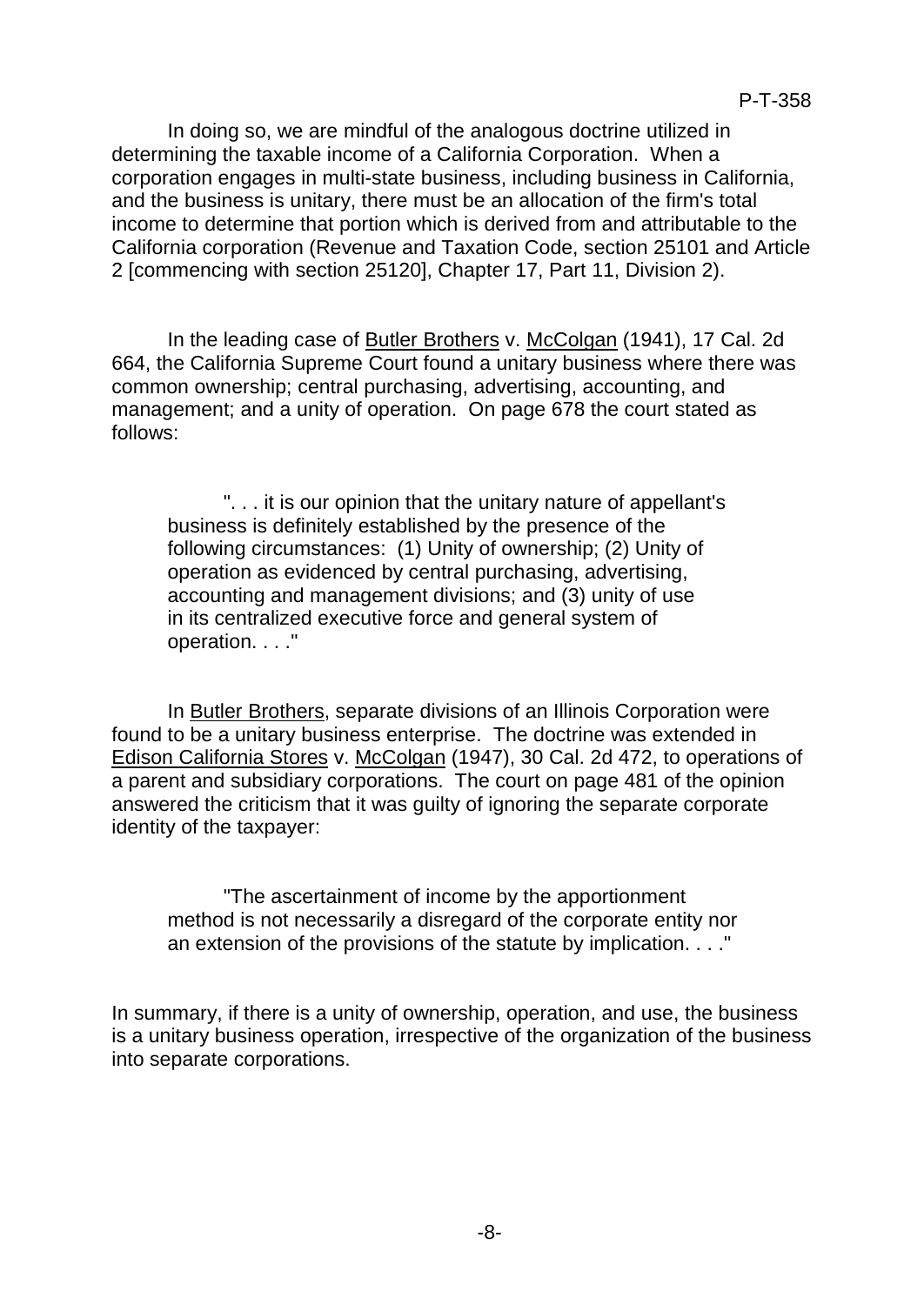In doing so, we are mindful of the analogous doctrine utilized in determining the taxable income of a California Corporation. When a corporation engages in multi-state business, including business in California, and the business is unitary, there must be an allocation of the firm's total income to determine that portion which is derived from and attributable to the California corporation (Revenue and Taxation Code, section 25101 and Article 2 [commencing with section 25120], Chapter 17, Part 11, Division 2).

In the leading case of Butler Brothers v. McColgan (1941), 17 Cal. 2d 664, the California Supreme Court found a unitary business where there was common ownership; central purchasing, advertising, accounting, and management; and a unity of operation. On page 678 the court stated as follows:

> ". . . it is our opinion that the unitary nature of appellant's business is definitely established by the presence of the following circumstances: (1) Unity of ownership; (2) Unity of operation as evidenced by central purchasing, advertising, accounting and management divisions; and (3) unity of use in its centralized executive force and general system of operation. . . ."

In Butler Brothers, separate divisions of an Illinois Corporation were found to be a unitary business enterprise. The doctrine was extended in Edison California Stores v. McColgan (1947), 30 Cal. 2d 472, to operations of a parent and subsidiary corporations. The court on page 481 of the opinion answered the criticism that it was guilty of ignoring the separate corporate identity of the taxpayer:

> "The ascertainment of income by the apportionment method is not necessarily a disregard of the corporate entity nor an extension of the provisions of the statute by implication. . . ."

In summary, if there is a unity of ownership, operation, and use, the business is a unitary business operation, irrespective of the organization of the business into separate corporations.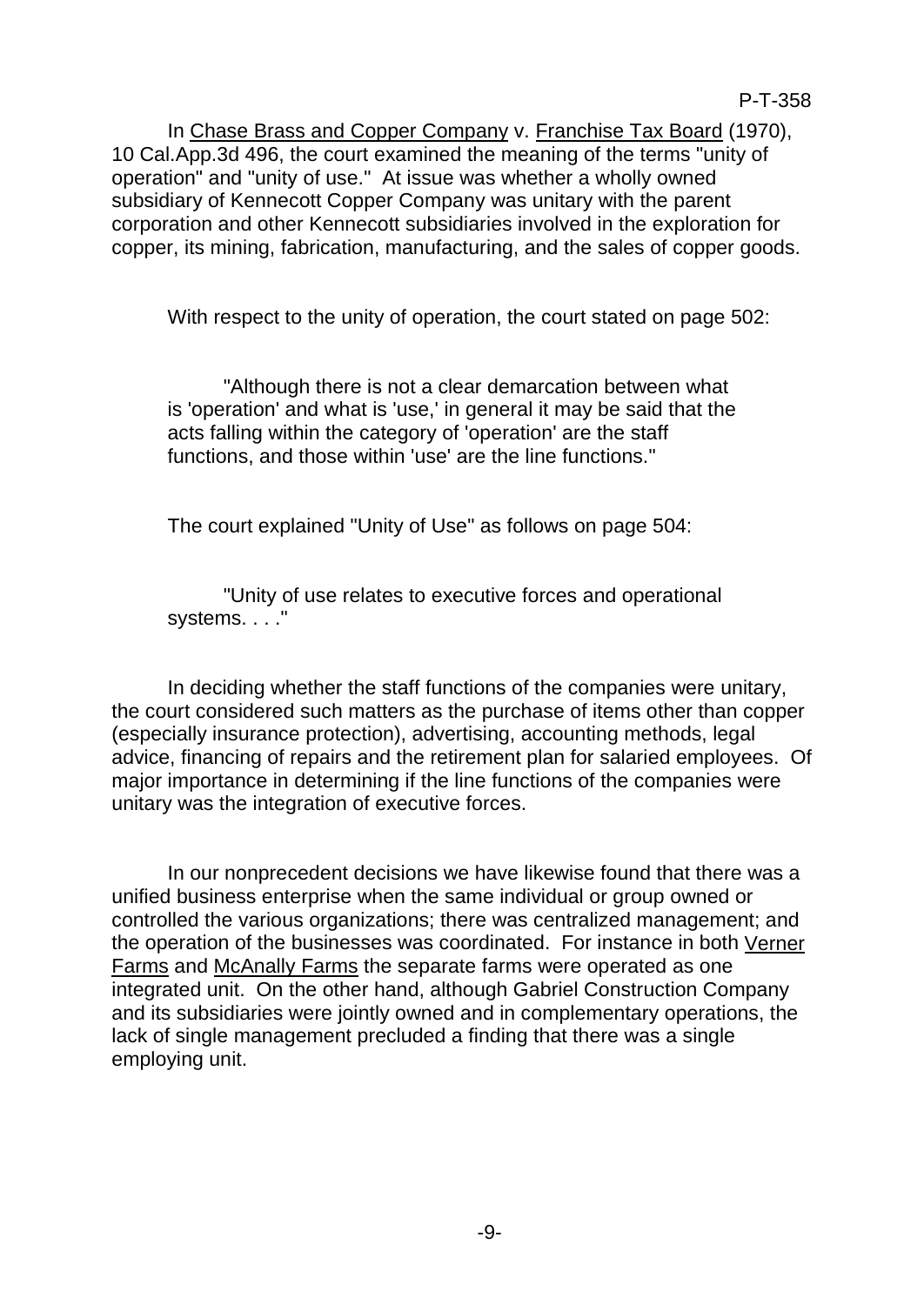In Chase Brass and Copper Company v. Franchise Tax Board (1970), 10 Cal.App.3d 496, the court examined the meaning of the terms "unity of operation" and "unity of use." At issue was whether a wholly owned subsidiary of Kennecott Copper Company was unitary with the parent corporation and other Kennecott subsidiaries involved in the exploration for copper, its mining, fabrication, manufacturing, and the sales of copper goods.

With respect to the unity of operation, the court stated on page 502:

> "Although there is not a clear demarcation between what is 'operation' and what is 'use,' in general it may be said that the acts falling within the category of 'operation' are the staff functions, and those within 'use' are the line functions."

The court explained "Unity of Use" as follows on page 504:

> "Unity of use relates to executive forces and operational systems. . . ."

In deciding whether the staff functions of the companies were unitary, the court considered such matters as the purchase of items other than copper (especially insurance protection), advertising, accounting methods, legal advice, financing of repairs and the retirement plan for salaried employees. Of major importance in determining if the line functions of the companies were unitary was the integration of executive forces.

In our nonprecedent decisions we have likewise found that there was a unified business enterprise when the same individual or group owned or controlled the various organizations; there was centralized management; and the operation of the businesses was coordinated. For instance in both Verner Farms and McAnally Farms the separate farms were operated as one integrated unit. On the other hand, although Gabriel Construction Company and its subsidiaries were jointly owned and in complementary operations, the lack of single management precluded a finding that there was a single employing unit.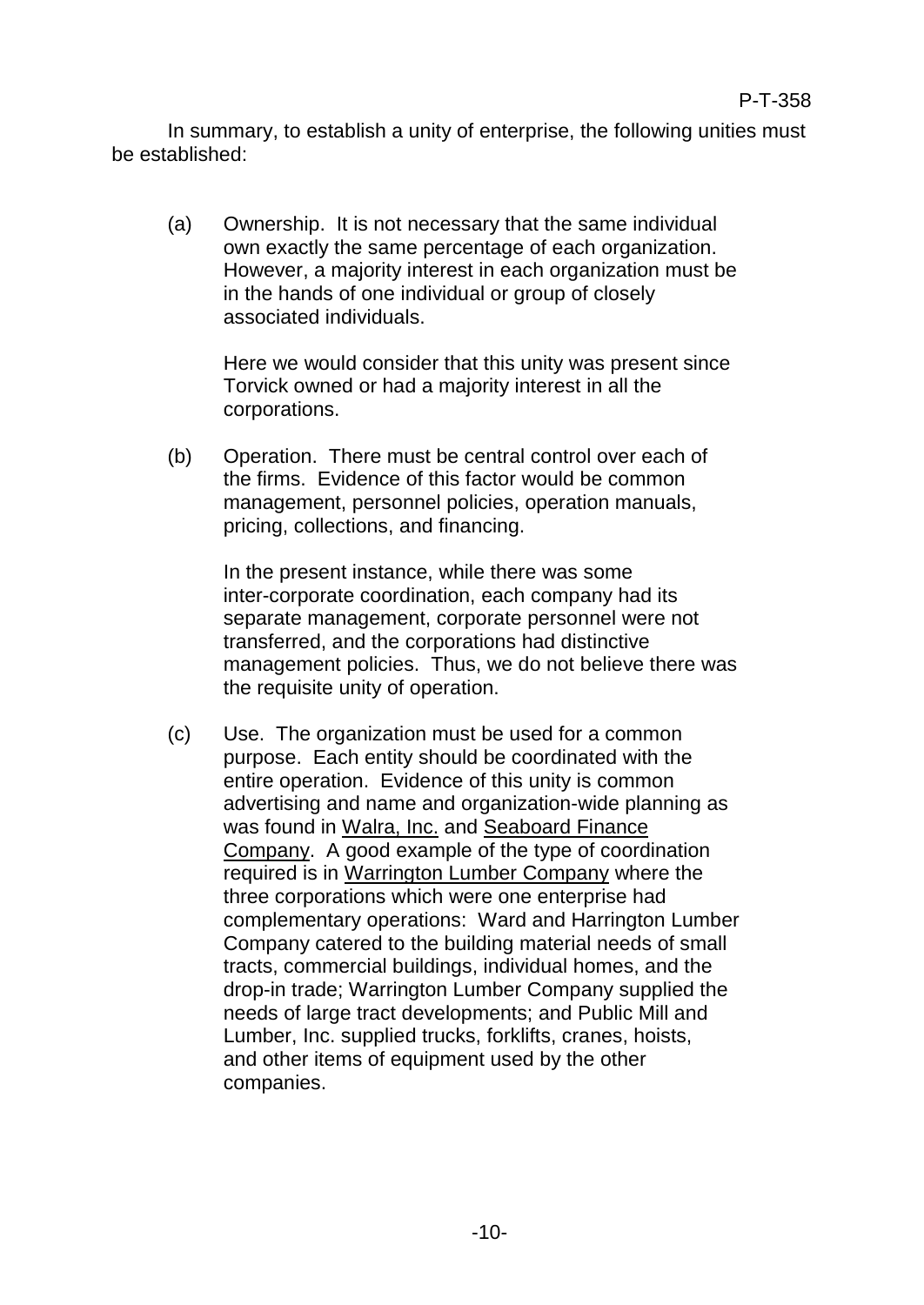In summary, to establish a unity of enterprise, the following unities must be established:

(a) Ownership. It is not necessary that the same individual own exactly the same percentage of each organization. However, a majority interest in each organization must be in the hands of one individual or group of closely associated individuals.

Here we would consider that this unity was present since Torvick owned or had a majority interest in all the corporations.

(b) Operation. There must be central control over each of the firms. Evidence of this factor would be common management, personnel policies, operation manuals, pricing, collections, and financing.

In the present instance, while there was some inter-corporate coordination, each company had its separate management, corporate personnel were not transferred, and the corporations had distinctive management policies. Thus, we do not believe there was the requisite unity of operation.

(c) Use. The organization must be used for a common purpose. Each entity should be coordinated with the entire operation. Evidence of this unity is common advertising and name and organization-wide planning as was found in Walra, Inc. and Seaboard Finance Company. A good example of the type of coordination required is in Warrington Lumber Company where the three corporations which were one enterprise had complementary operations: Ward and Harrington Lumber Company catered to the building material needs of small tracts, commercial buildings, individual homes, and the drop-in trade; Warrington Lumber Company supplied the needs of large tract developments; and Public Mill and Lumber, Inc. supplied trucks, forklifts, cranes, hoists, and other items of equipment used by the other companies.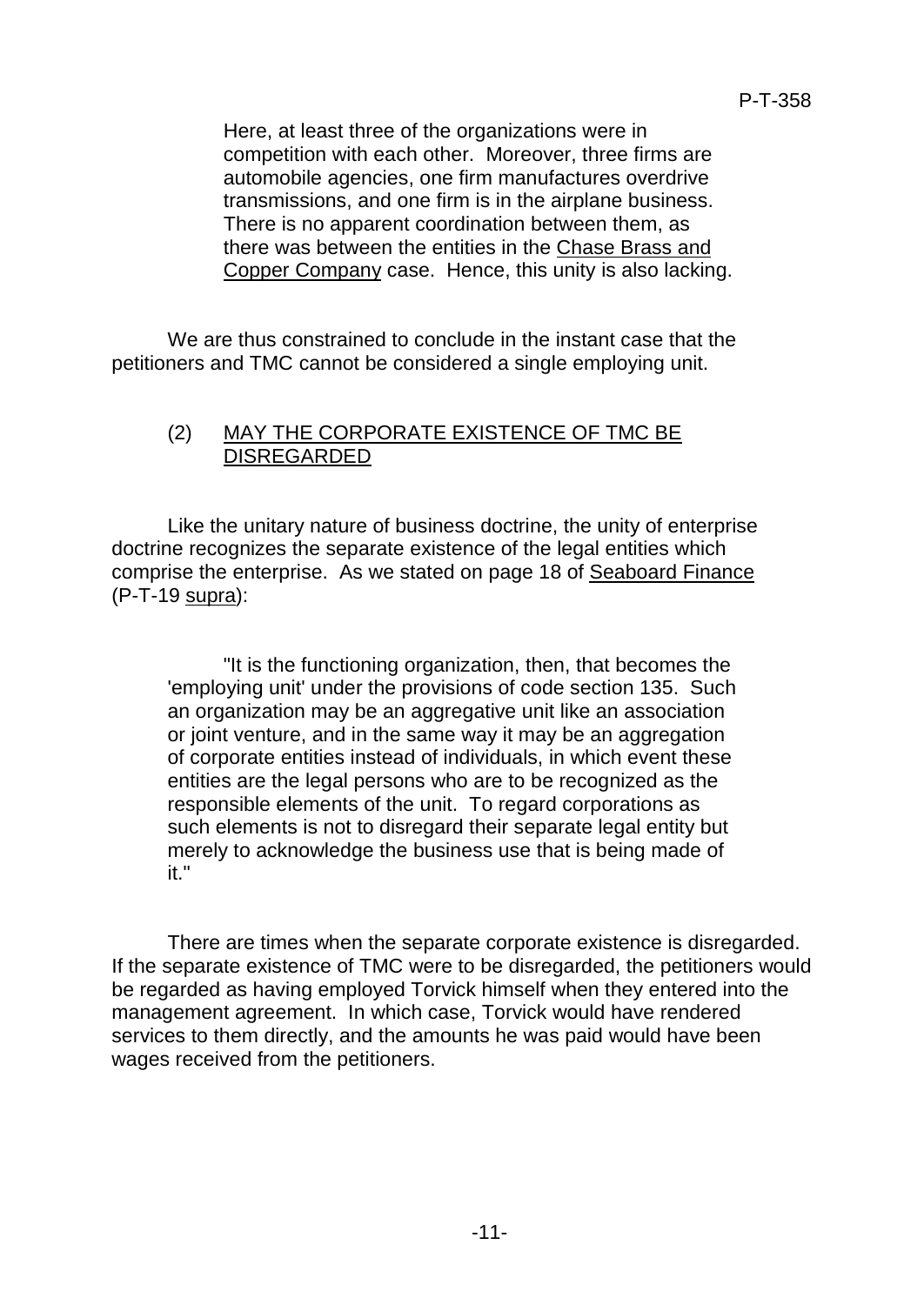> Here, at least three of the organizations were in competition with each other. Moreover, three firms are automobile agencies, one firm manufactures overdrive transmissions, and one firm is in the airplane business. There is no apparent coordination between them, as there was between the entities in the Chase Brass and Copper Company case. Hence, this unity is also lacking.

We are thus constrained to conclude in the instant case that the petitioners and TMC cannot be considered a single employing unit.

### (2) MAY THE CORPORATE EXISTENCE OF TMC BE DISREGARDED

Like the unitary nature of business doctrine, the unity of enterprise doctrine recognizes the separate existence of the legal entities which comprise the enterprise. As we stated on page 18 of Seaboard Finance (P-T-19 supra):

> "It is the functioning organization, then, that becomes the 'employing unit' under the provisions of code section 135. Such an organization may be an aggregative unit like an association or joint venture, and in the same way it may be an aggregation of corporate entities instead of individuals, in which event these entities are the legal persons who are to be recognized as the responsible elements of the unit. To regard corporations as such elements is not to disregard their separate legal entity but merely to acknowledge the business use that is being made of it."

There are times when the separate corporate existence is disregarded. If the separate existence of TMC were to be disregarded, the petitioners would be regarded as having employed Torvick himself when they entered into the management agreement. In which case, Torvick would have rendered services to them directly, and the amounts he was paid would have been wages received from the petitioners.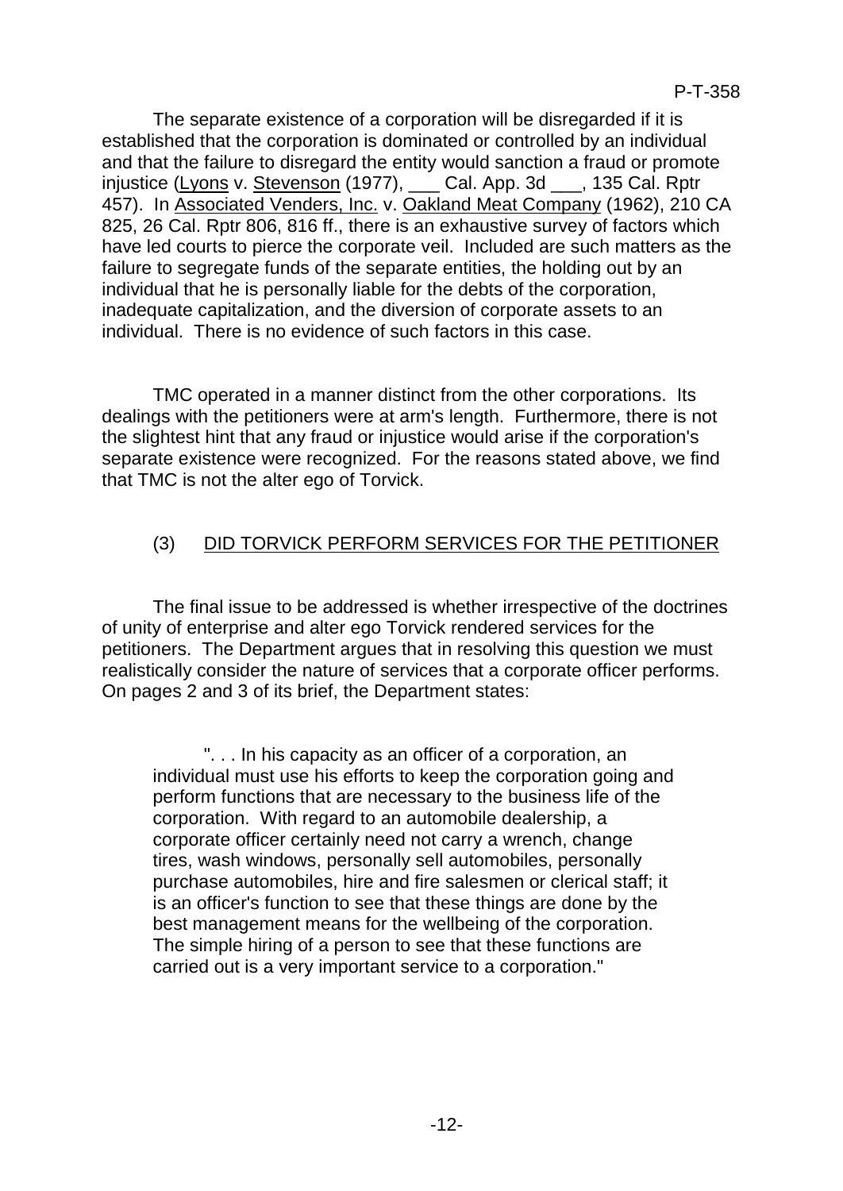The separate existence of a corporation will be disregarded if it is established that the corporation is dominated or controlled by an individual and that the failure to disregard the entity would sanction a fraud or promote injustice (Lyons v. Stevenson (1977), ___ Cal. App. 3d ___, 135 Cal. Rptr 457). In Associated Venders, Inc. v. Oakland Meat Company (1962), 210 CA 825, 26 Cal. Rptr 806, 816 ff., there is an exhaustive survey of factors which have led courts to pierce the corporate veil. Included are such matters as the failure to segregate funds of the separate entities, the holding out by an individual that he is personally liable for the debts of the corporation, inadequate capitalization, and the diversion of corporate assets to an individual. There is no evidence of such factors in this case.

TMC operated in a manner distinct from the other corporations. Its dealings with the petitioners were at arm's length. Furthermore, there is not the slightest hint that any fraud or injustice would arise if the corporation's separate existence were recognized. For the reasons stated above, we find that TMC is not the alter ego of Torvick.

## (3) DID TORVICK PERFORM SERVICES FOR THE PETITIONER

The final issue to be addressed is whether irrespective of the doctrines of unity of enterprise and alter ego Torvick rendered services for the petitioners. The Department argues that in resolving this question we must realistically consider the nature of services that a corporate officer performs. On pages 2 and 3 of its brief, the Department states:

> ". . . In his capacity as an officer of a corporation, an individual must use his efforts to keep the corporation going and perform functions that are necessary to the business life of the corporation. With regard to an automobile dealership, a corporate officer certainly need not carry a wrench, change tires, wash windows, personally sell automobiles, personally purchase automobiles, hire and fire salesmen or clerical staff; it is an officer's function to see that these things are done by the best management means for the wellbeing of the corporation. The simple hiring of a person to see that these functions are carried out is a very important service to a corporation."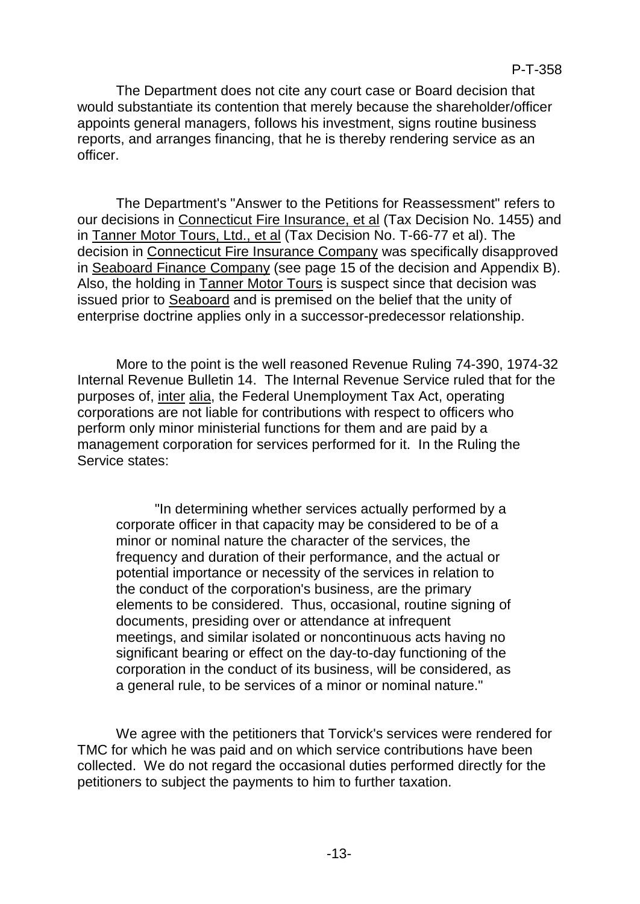The Department does not cite any court case or Board decision that would substantiate its contention that merely because the shareholder/officer appoints general managers, follows his investment, signs routine business reports, and arranges financing, that he is thereby rendering service as an officer.

The Department's "Answer to the Petitions for Reassessment" refers to our decisions in Connecticut Fire Insurance, et al (Tax Decision No. 1455) and in Tanner Motor Tours, Ltd., et al (Tax Decision No. T-66-77 et al). The decision in Connecticut Fire Insurance Company was specifically disapproved in Seaboard Finance Company (see page 15 of the decision and Appendix B). Also, the holding in Tanner Motor Tours is suspect since that decision was issued prior to Seaboard and is premised on the belief that the unity of enterprise doctrine applies only in a successor-predecessor relationship.

More to the point is the well reasoned Revenue Ruling 74-390, 1974-32 Internal Revenue Bulletin 14. The Internal Revenue Service ruled that for the purposes of, inter alia, the Federal Unemployment Tax Act, operating corporations are not liable for contributions with respect to officers who perform only minor ministerial functions for them and are paid by a management corporation for services performed for it. In the Ruling the Service states:

> "In determining whether services actually performed by a corporate officer in that capacity may be considered to be of a minor or nominal nature the character of the services, the frequency and duration of their performance, and the actual or potential importance or necessity of the services in relation to the conduct of the corporation's business, are the primary elements to be considered. Thus, occasional, routine signing of documents, presiding over or attendance at infrequent meetings, and similar isolated or noncontinuous acts having no significant bearing or effect on the day-to-day functioning of the corporation in the conduct of its business, will be considered, as a general rule, to be services of a minor or nominal nature."

We agree with the petitioners that Torvick's services were rendered for TMC for which he was paid and on which service contributions have been collected. We do not regard the occasional duties performed directly for the petitioners to subject the payments to him to further taxation.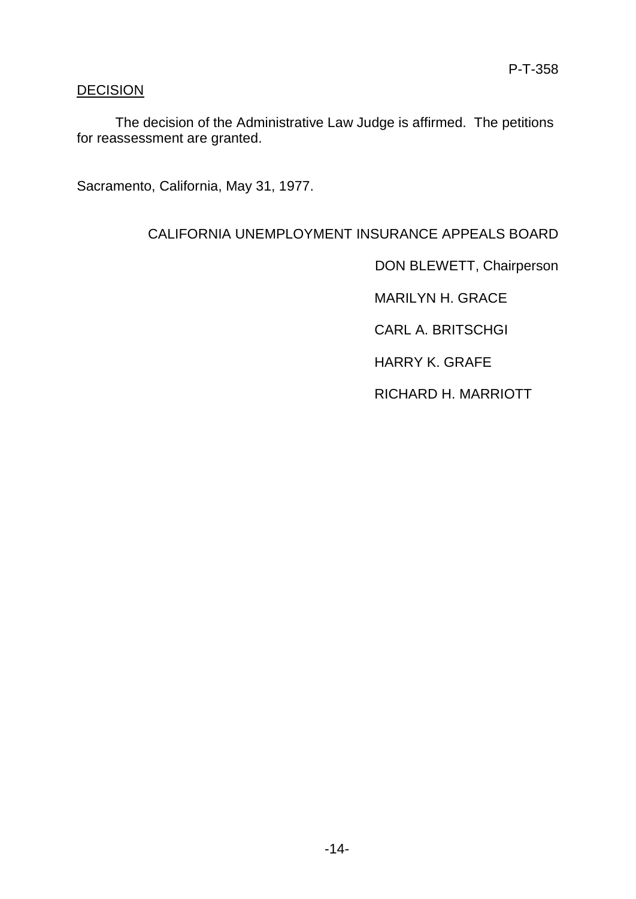P-T-358

DECISION

The decision of the Administrative Law Judge is affirmed. The petitions for reassessment are granted.

Sacramento, California, May 31, 1977.

CALIFORNIA UNEMPLOYMENT INSURANCE APPEALS BOARD

DON BLEWETT, Chairperson

MARILYN H. GRACE

CARL A. BRITSCHGI

HARRY K. GRAFE

RICHARD H. MARRIOTT